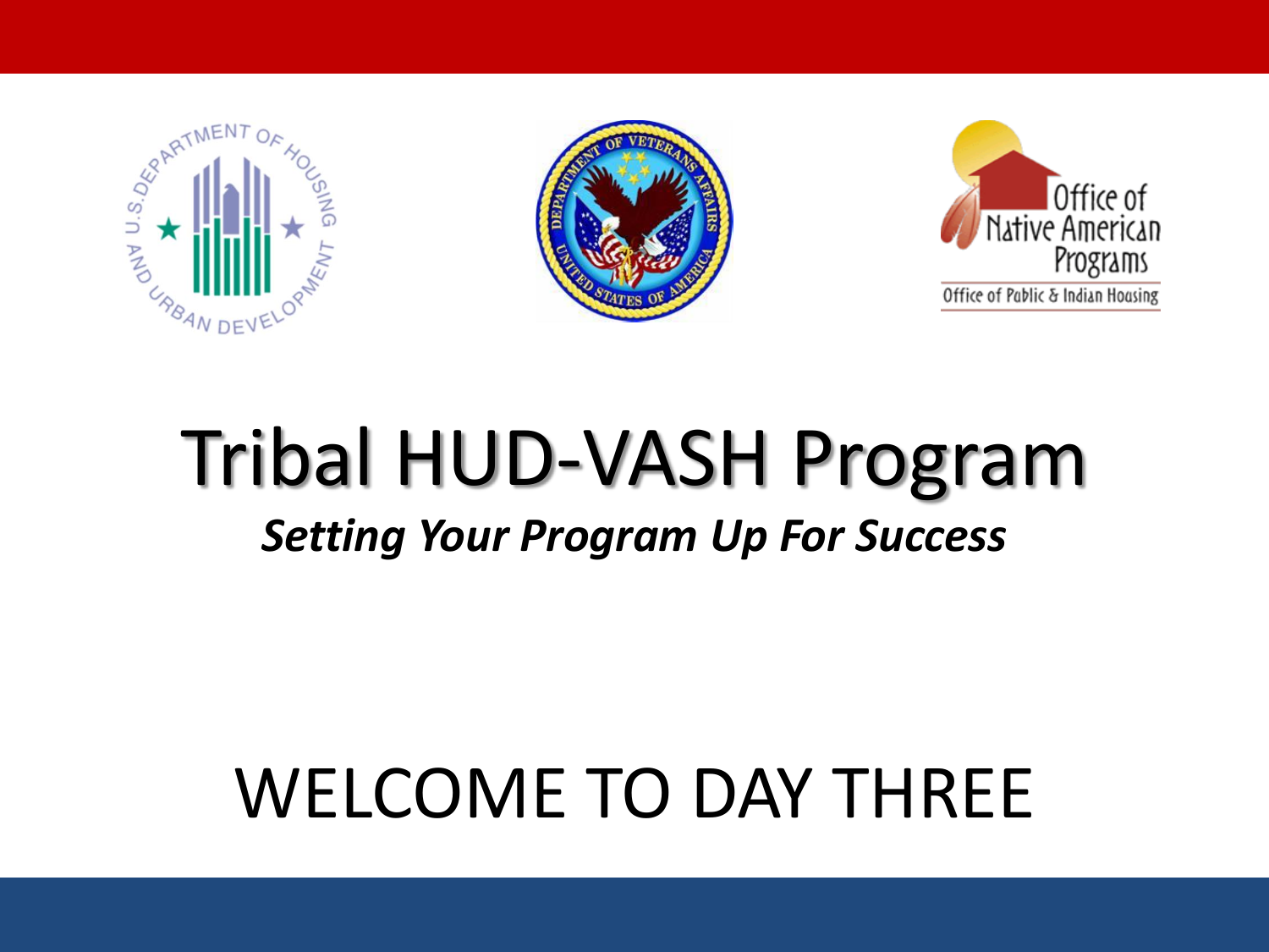# Tribal HUD-VASH Program

***Setting Your Program Up For Success***

## WELCOME TO DAY THREE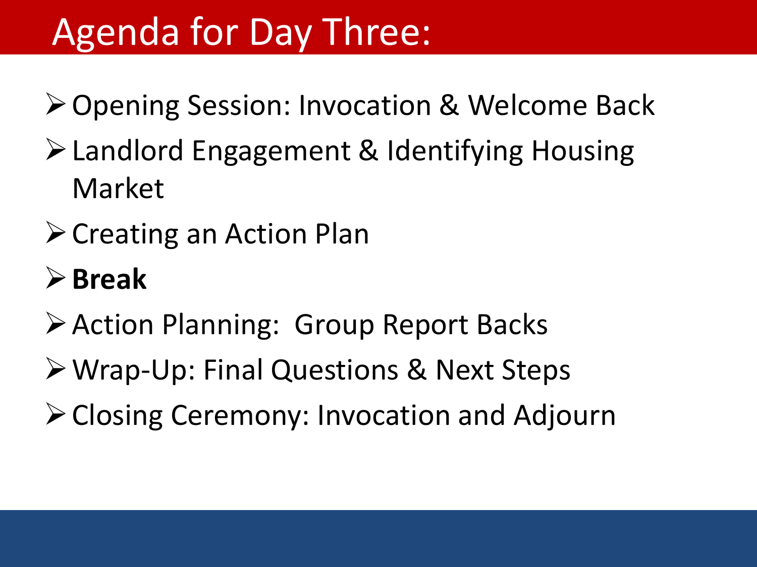# Agenda for Day Three:

- Opening Session: Invocation & Welcome Back
- Landlord Engagement & Identifying Housing Market
- Creating an Action Plan
- **Break**
- Action Planning:  Group Report Backs
- Wrap-Up: Final Questions & Next Steps
- Closing Ceremony: Invocation and Adjourn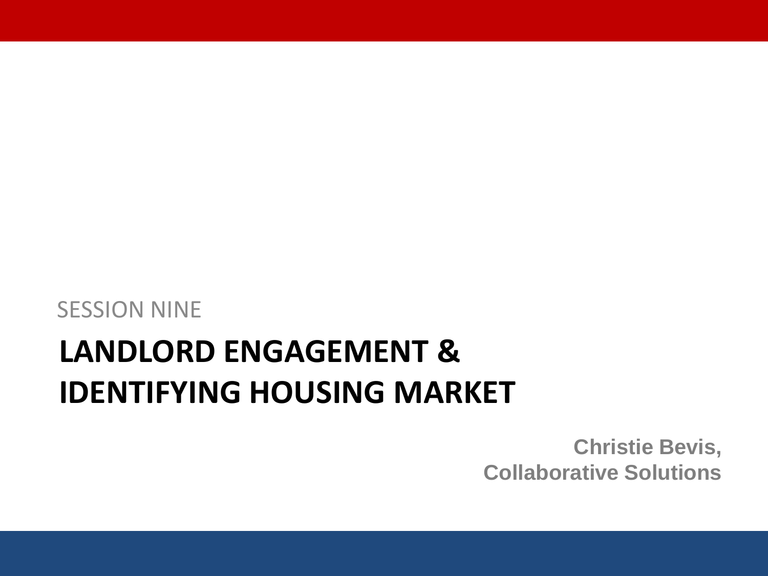SESSION NINE

# LANDLORD ENGAGEMENT & IDENTIFYING HOUSING MARKET

**Christie Bevis,**
**Collaborative Solutions**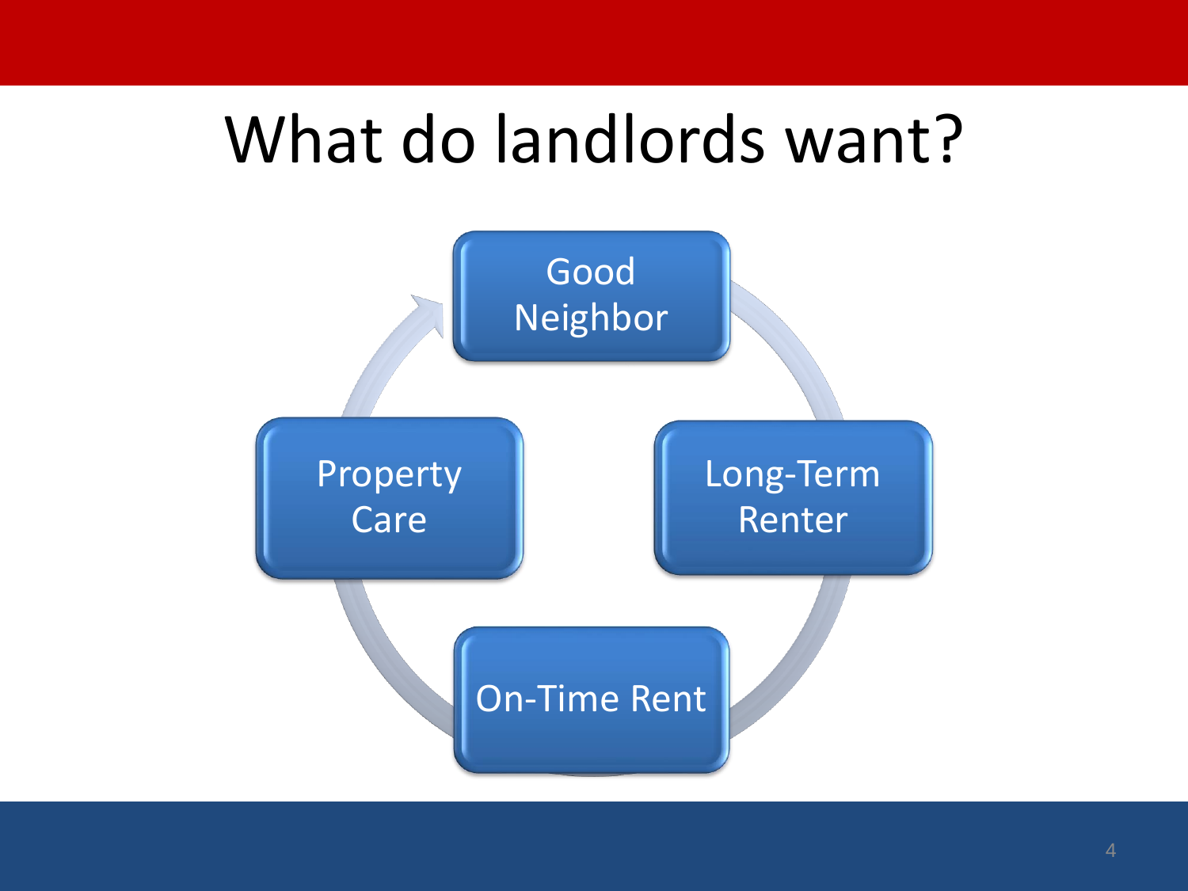# What do landlords want?

- Good Neighbor
- Long-Term Renter
- On-Time Rent
- Property Care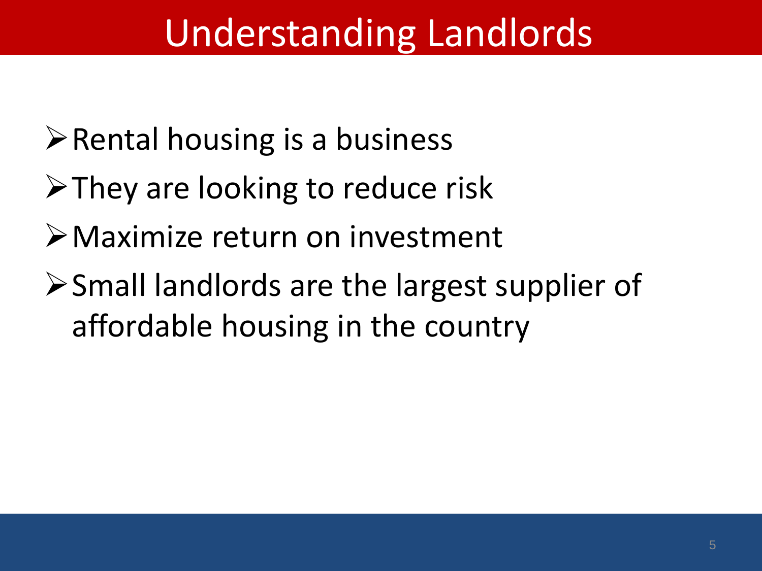# Understanding Landlords

- Rental housing is a business
- They are looking to reduce risk
- Maximize return on investment
- Small landlords are the largest supplier of affordable housing in the country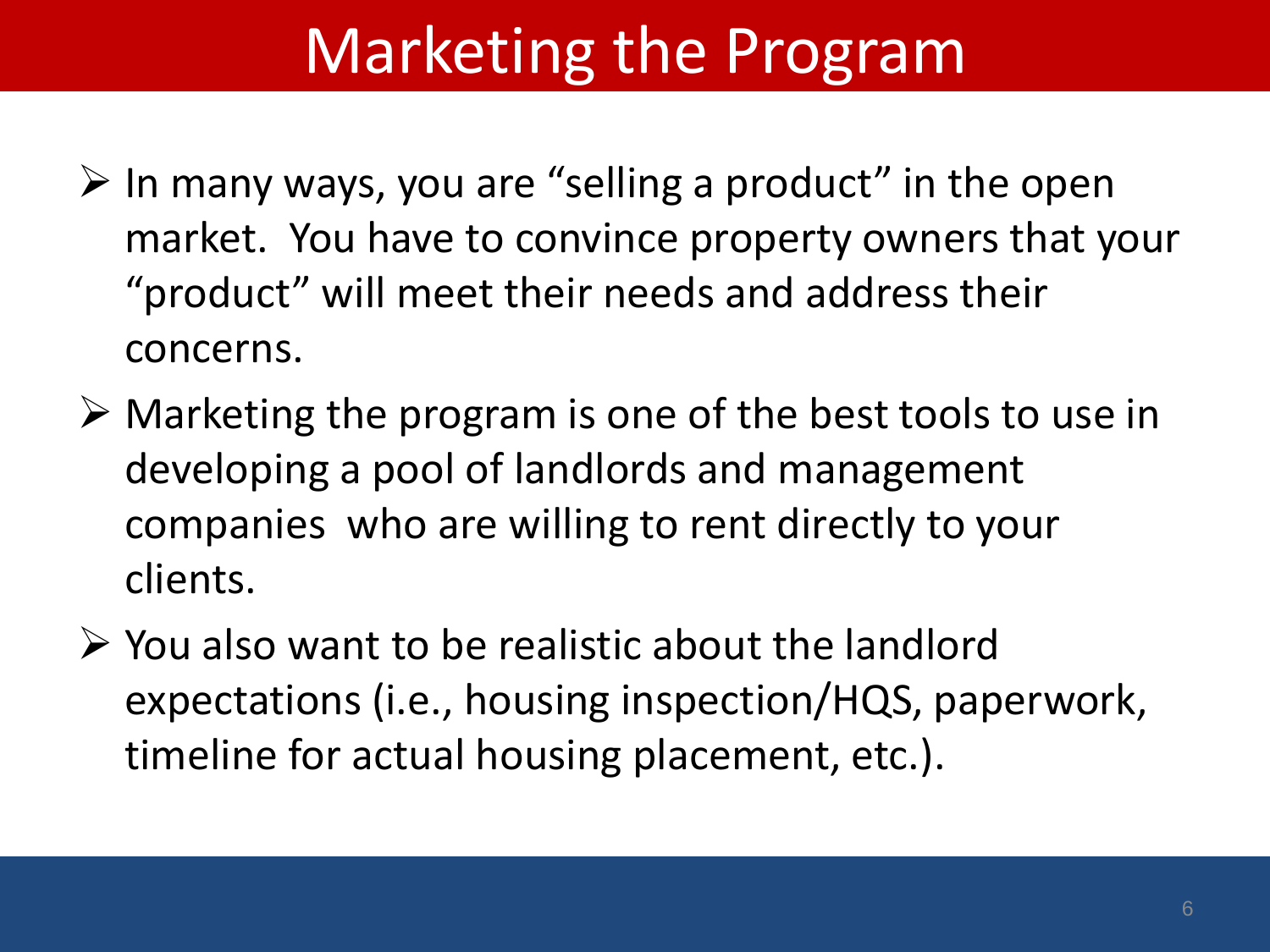# Marketing the Program

- In many ways, you are "selling a product" in the open market. You have to convince property owners that your "product" will meet their needs and address their concerns.
- Marketing the program is one of the best tools to use in developing a pool of landlords and management companies who are willing to rent directly to your clients.
- You also want to be realistic about the landlord expectations (i.e., housing inspection/HQS, paperwork, timeline for actual housing placement, etc.).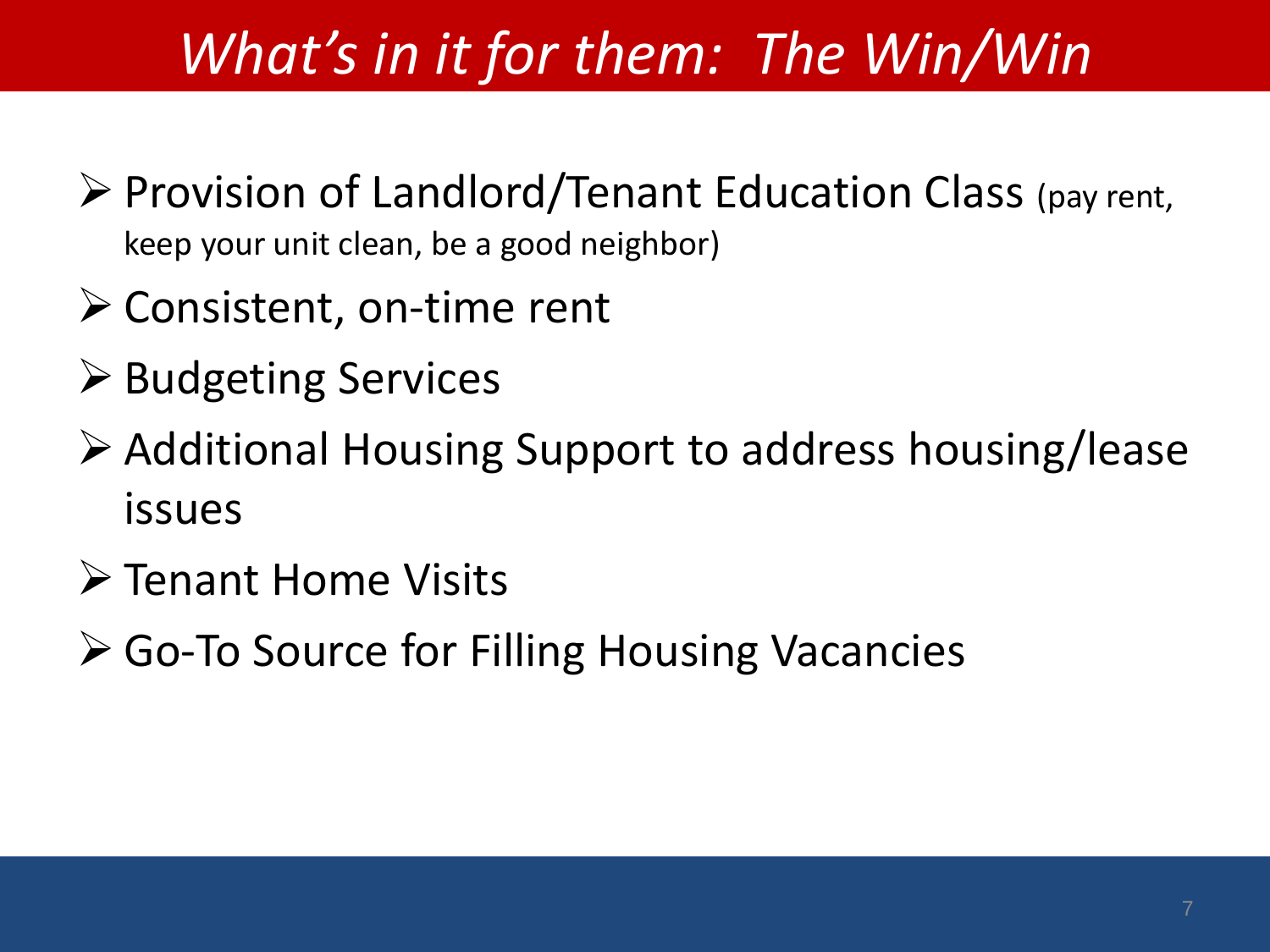# *What's in it for them: The Win/Win*

- Provision of Landlord/Tenant Education Class (pay rent, keep your unit clean, be a good neighbor)
- Consistent, on-time rent
- Budgeting Services
- Additional Housing Support to address housing/lease issues
- Tenant Home Visits
- Go-To Source for Filling Housing Vacancies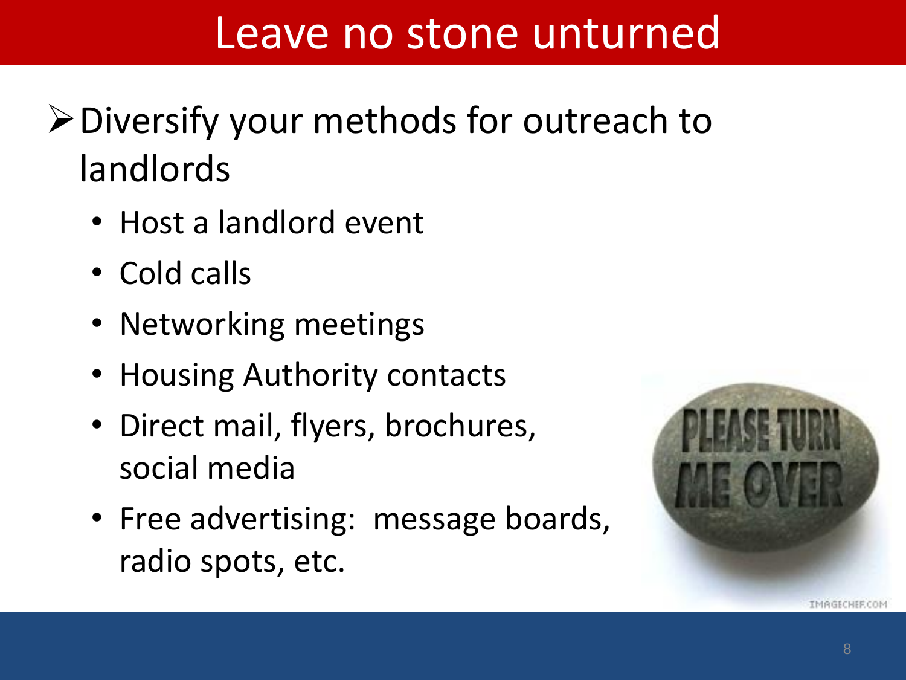# Leave no stone unturned

- Diversify your methods for outreach to landlords
  - Host a landlord event
  - Cold calls
  - Networking meetings
  - Housing Authority contacts
  - Direct mail, flyers, brochures, social media
  - Free advertising: message boards, radio spots, etc.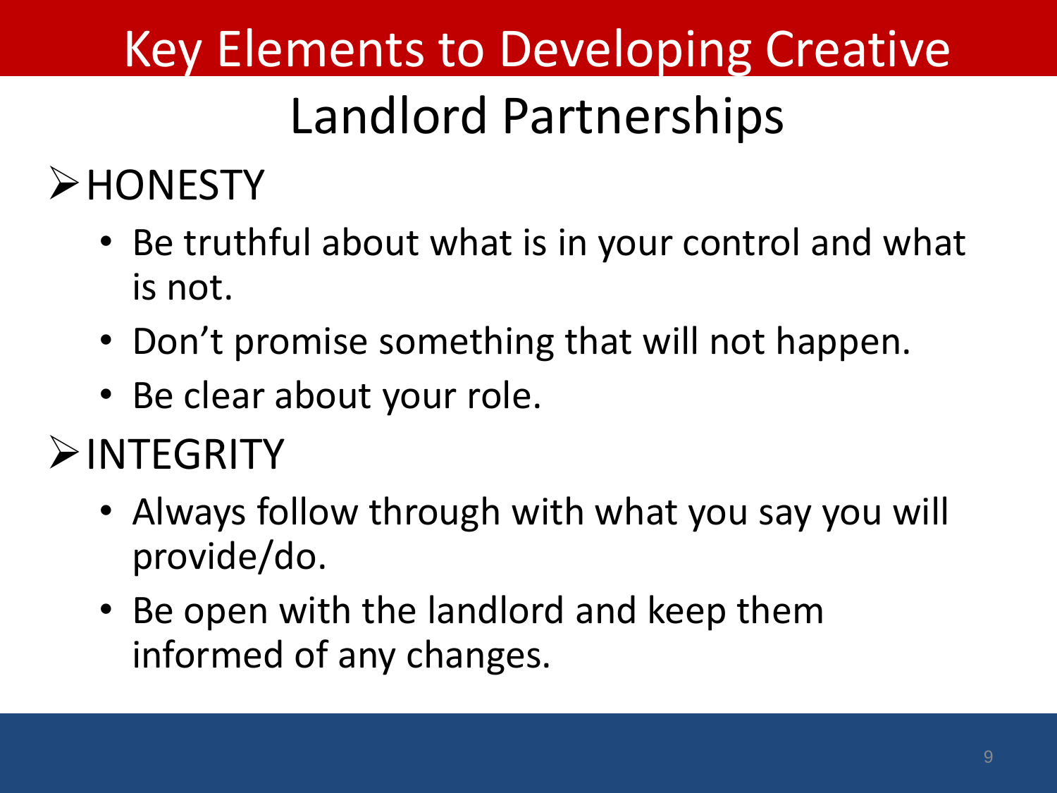# Key Elements to Developing Creative Landlord Partnerships

## HONESTY

- Be truthful about what is in your control and what is not.
- Don’t promise something that will not happen.
- Be clear about your role.

## INTEGRITY

- Always follow through with what you say you will provide/do.
- Be open with the landlord and keep them informed of any changes.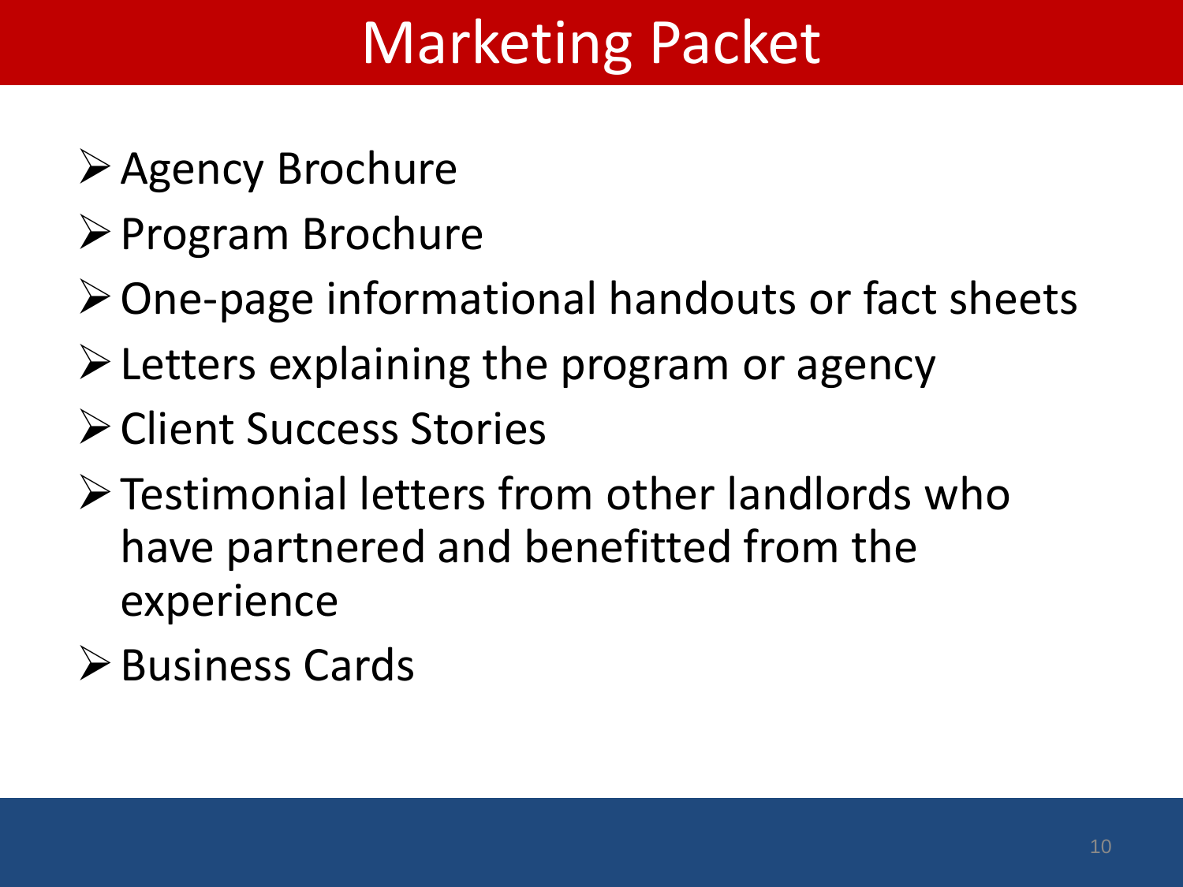# Marketing Packet

- Agency Brochure
- Program Brochure
- One-page informational handouts or fact sheets
- Letters explaining the program or agency
- Client Success Stories
- Testimonial letters from other landlords who have partnered and benefitted from the experience
- Business Cards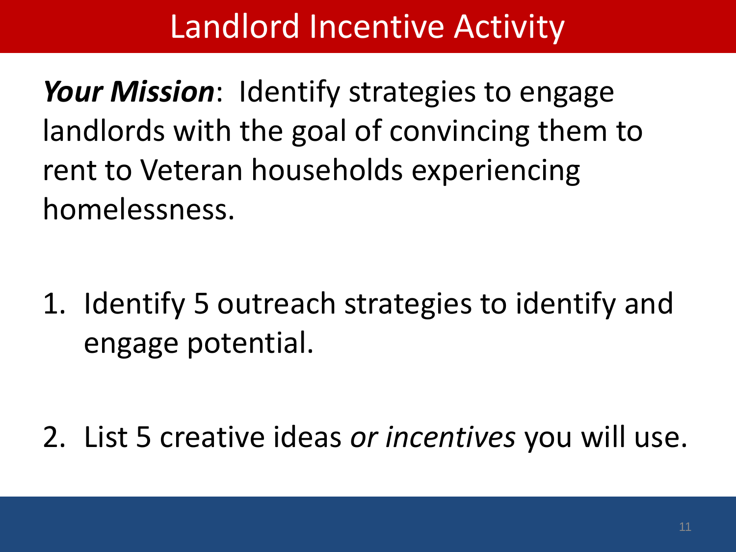# Landlord Incentive Activity

***Your Mission***: Identify strategies to engage landlords with the goal of convincing them to rent to Veteran households experiencing homelessness.

1. Identify 5 outreach strategies to identify and engage potential.

2. List 5 creative ideas *or incentives* you will use.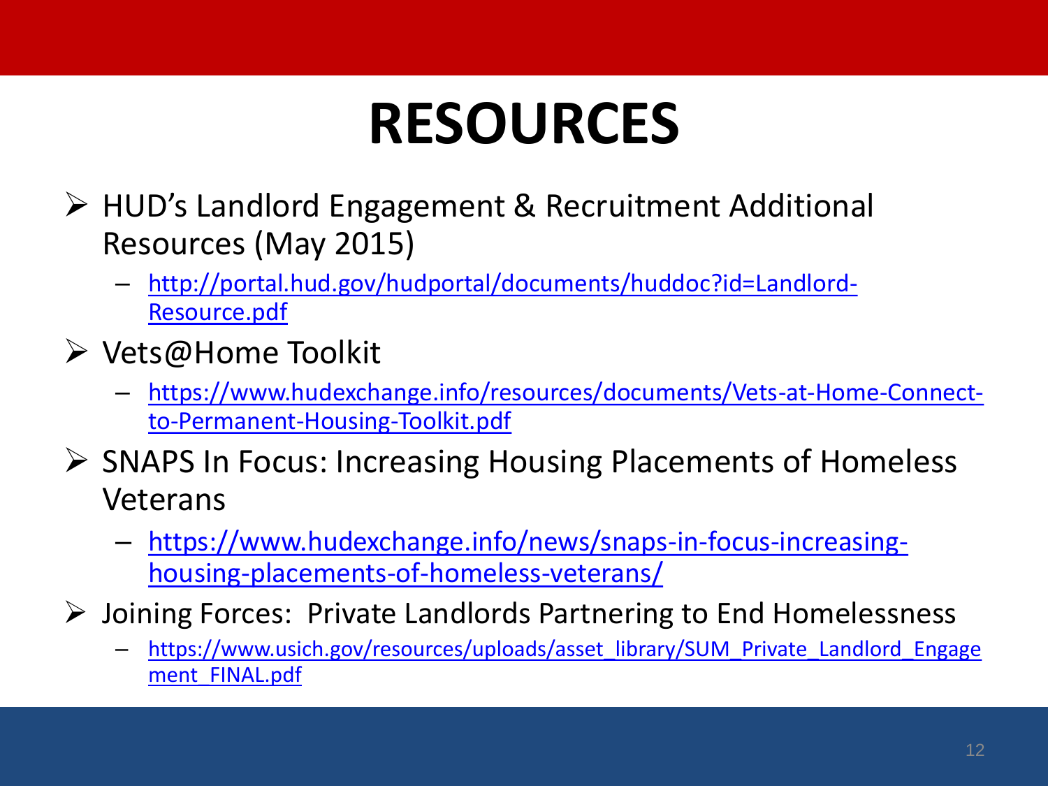# RESOURCES

- HUD's Landlord Engagement & Recruitment Additional Resources (May 2015)
  - http://portal.hud.gov/hudportal/documents/huddoc?id=Landlord-Resource.pdf
- Vets@Home Toolkit
  - https://www.hudexchange.info/resources/documents/Vets-at-Home-Connect-to-Permanent-Housing-Toolkit.pdf
- SNAPS In Focus: Increasing Housing Placements of Homeless Veterans
  - https://www.hudexchange.info/news/snaps-in-focus-increasing-housing-placements-of-homeless-veterans/
- Joining Forces: Private Landlords Partnering to End Homelessness
  - https://www.usich.gov/resources/uploads/asset_library/SUM_Private_Landlord_Engagement_FINAL.pdf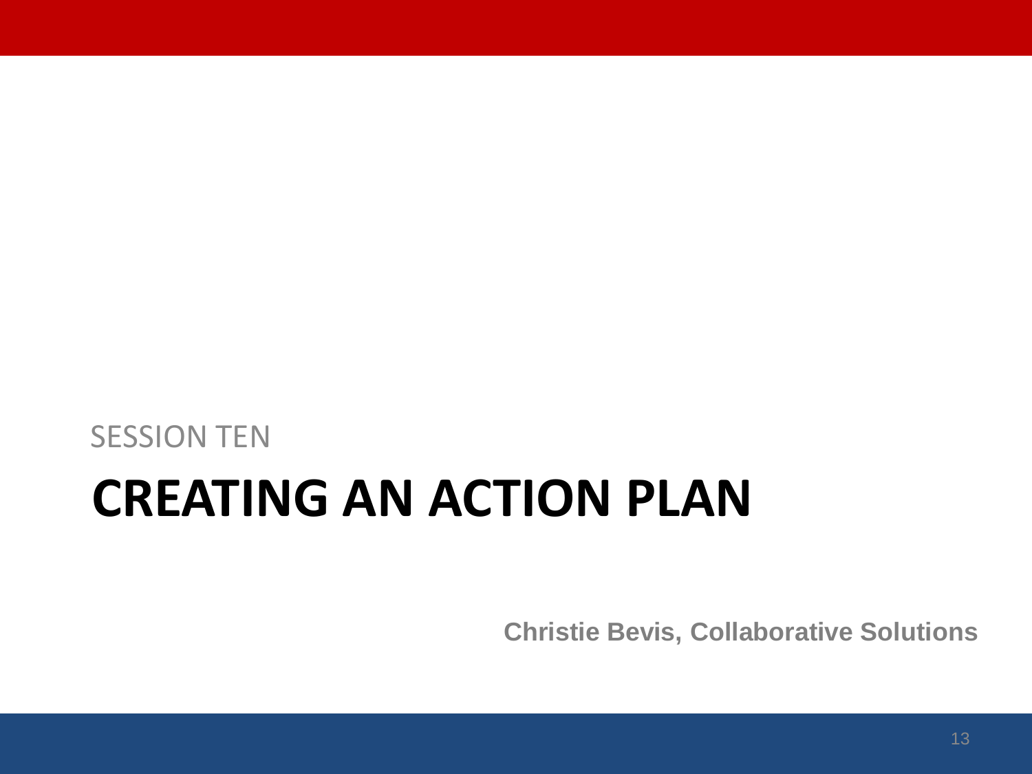SESSION TEN

# CREATING AN ACTION PLAN

**Christie Bevis, Collaborative Solutions**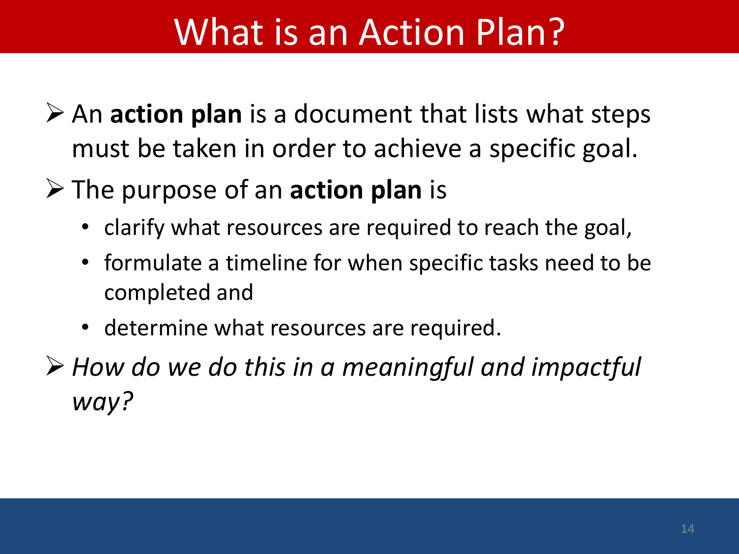# What is an Action Plan?

- An **action plan** is a document that lists what steps must be taken in order to achieve a specific goal.
- The purpose of an **action plan** is
  - clarify what resources are required to reach the goal,
  - formulate a timeline for when specific tasks need to be completed and
  - determine what resources are required.
- *How do we do this in a meaningful and impactful way?*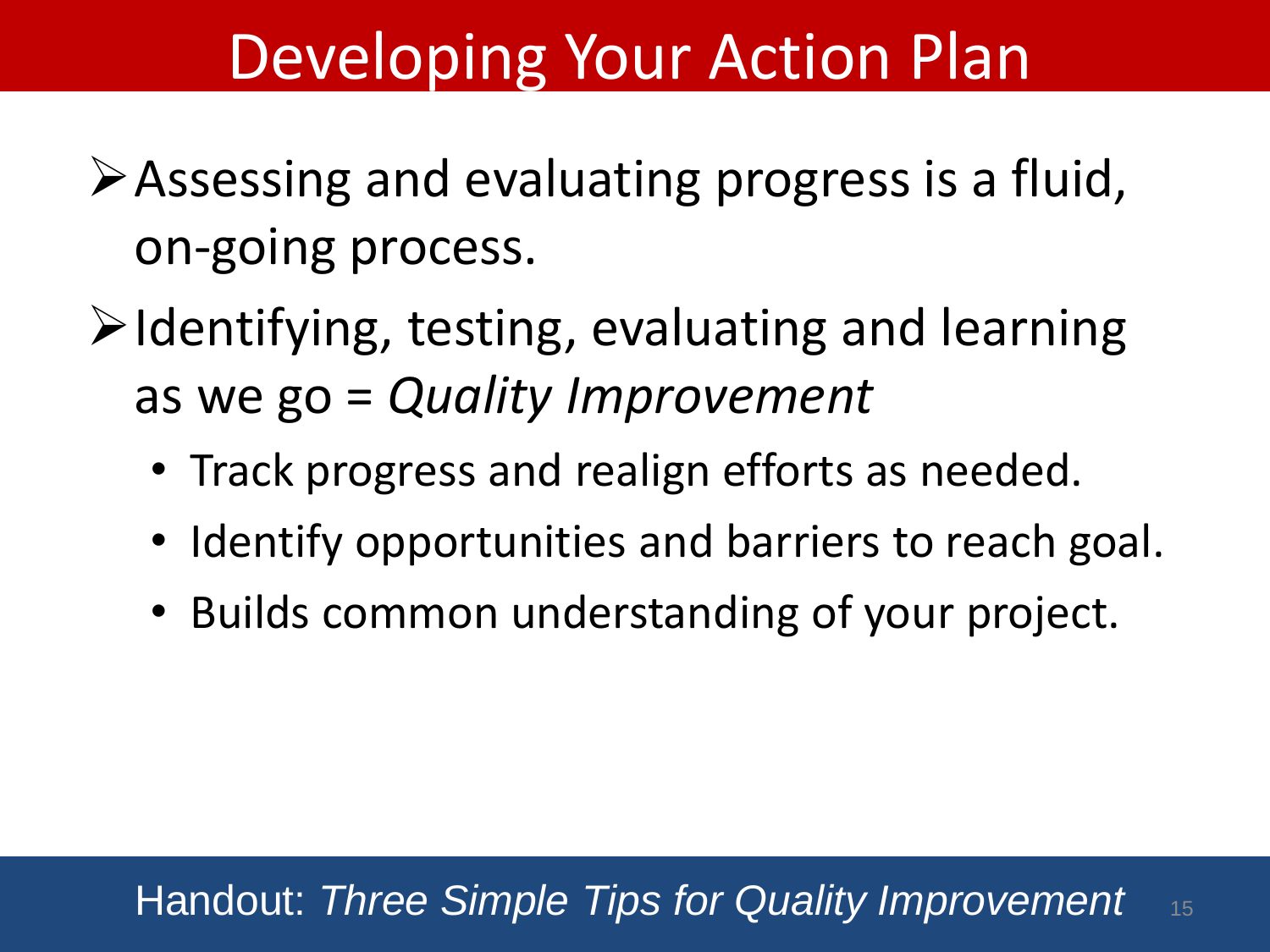# Developing Your Action Plan

- Assessing and evaluating progress is a fluid, on-going process.
- Identifying, testing, evaluating and learning as we go = *Quality Improvement*
  - Track progress and realign efforts as needed.
  - Identify opportunities and barriers to reach goal.
  - Builds common understanding of your project.

Handout: *Three Simple Tips for Quality Improvement*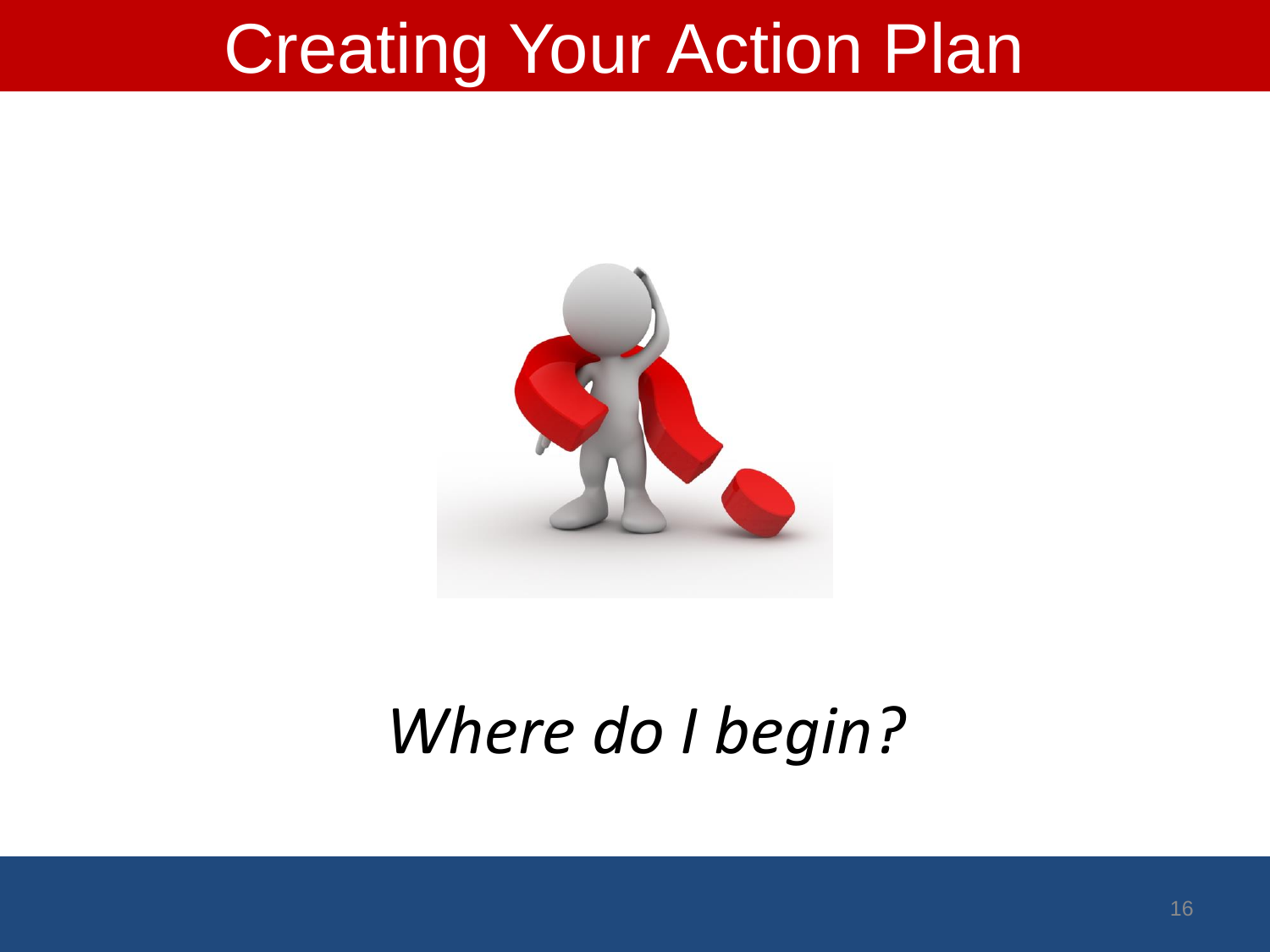# Creating Your Action Plan

*Where do I begin?*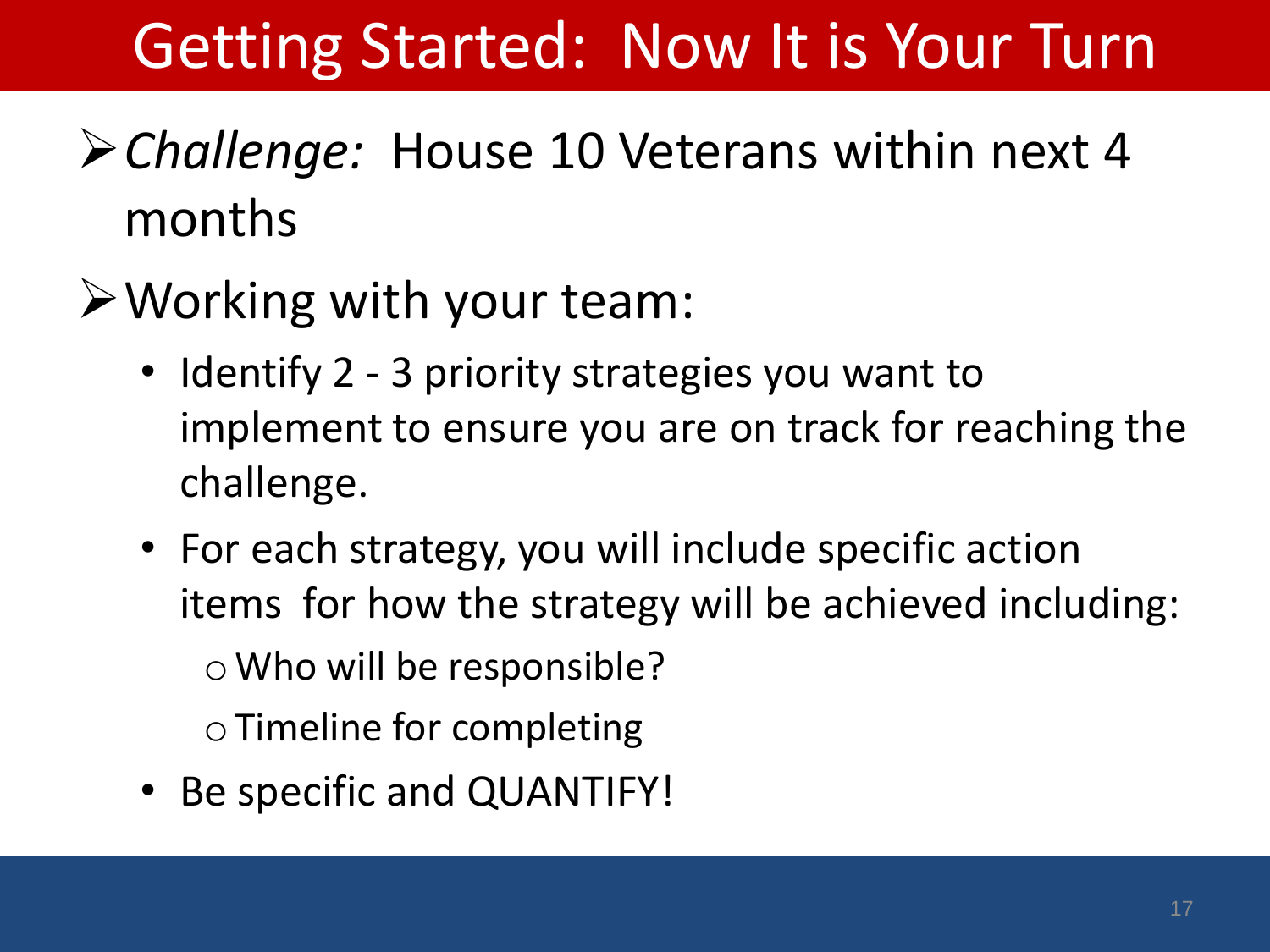# Getting Started: Now It is Your Turn

- *Challenge:* House 10 Veterans within next 4 months
- Working with your team:
  - Identify 2 - 3 priority strategies you want to implement to ensure you are on track for reaching the challenge.
  - For each strategy, you will include specific action items for how the strategy will be achieved including:
    - Who will be responsible?
    - Timeline for completing
  - Be specific and QUANTIFY!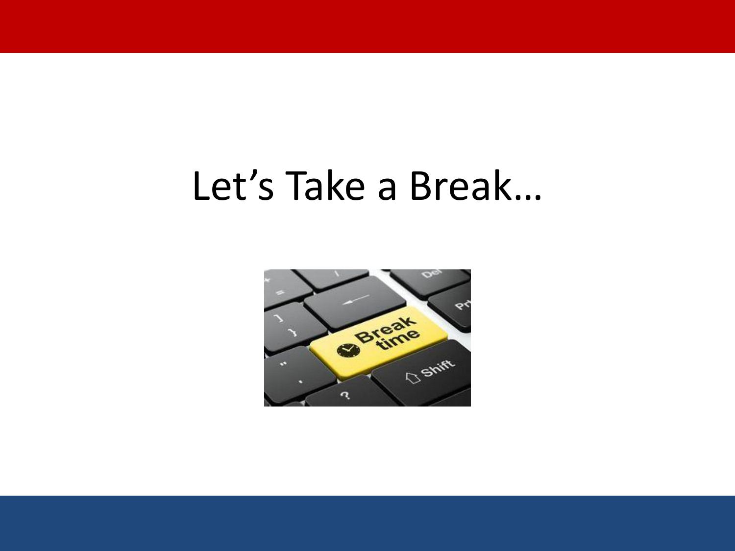# Let's Take a Break…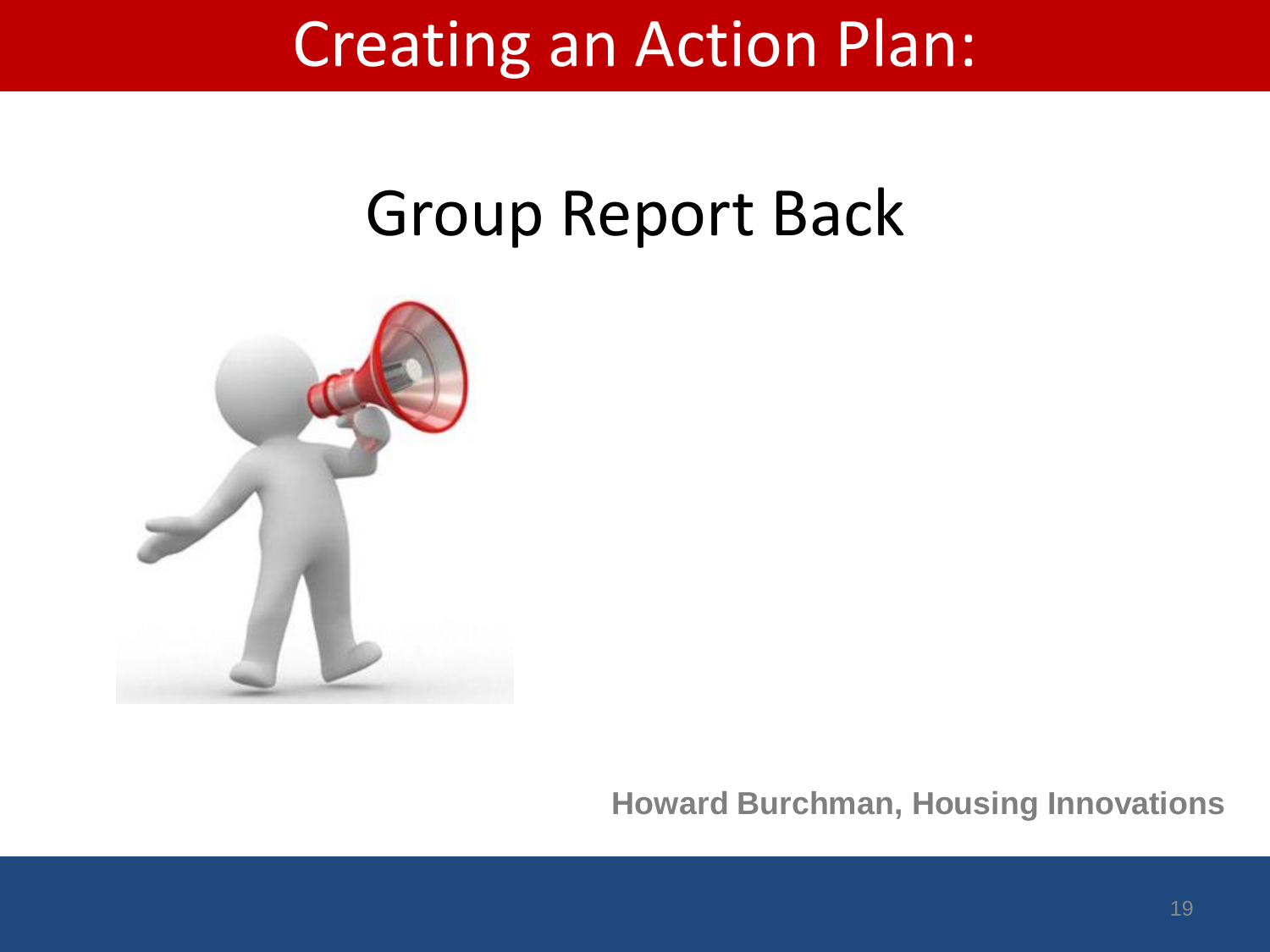# Creating an Action Plan:

## Group Report Back

**Howard Burchman, Housing Innovations**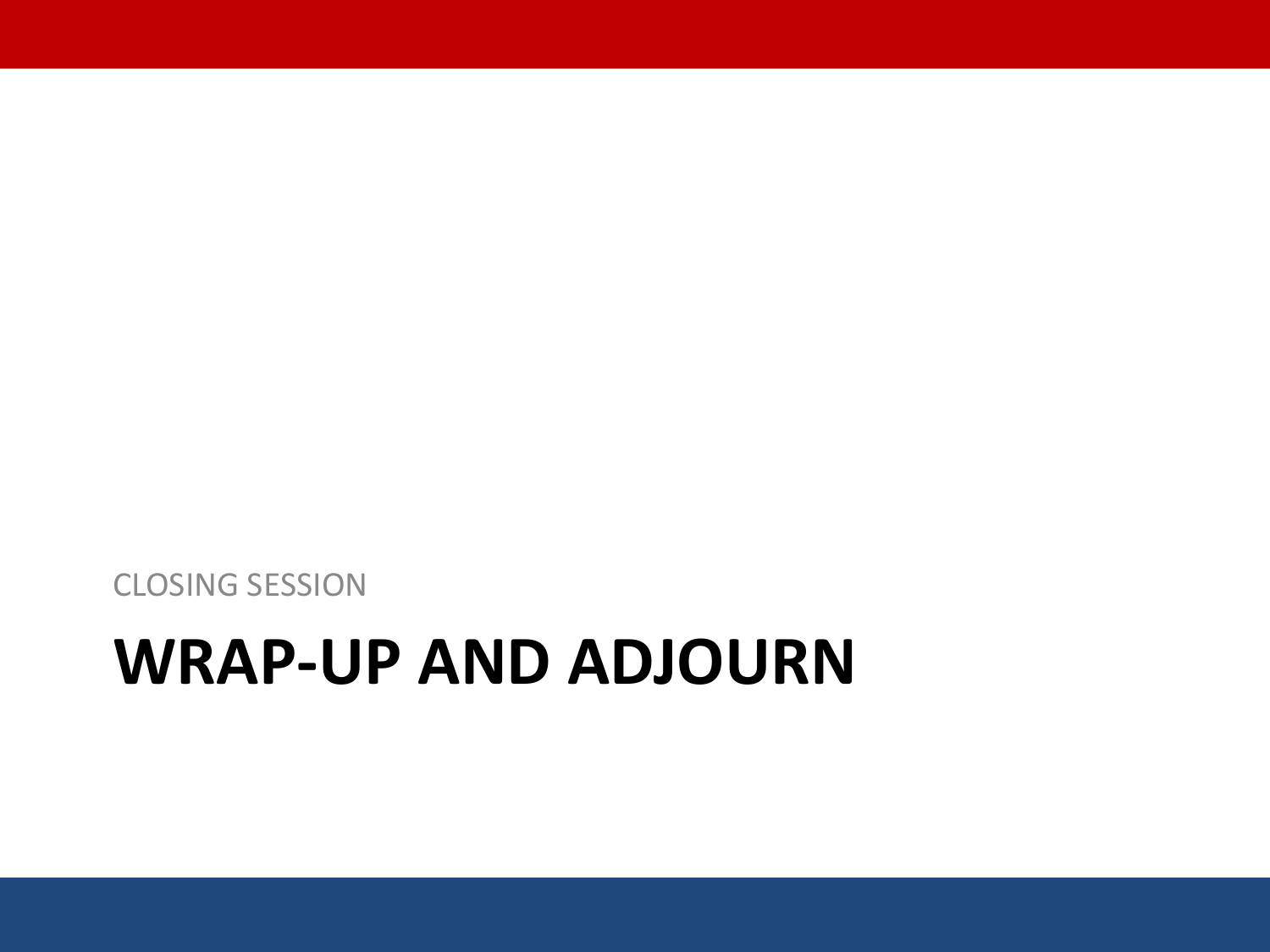CLOSING SESSION

# WRAP-UP AND ADJOURN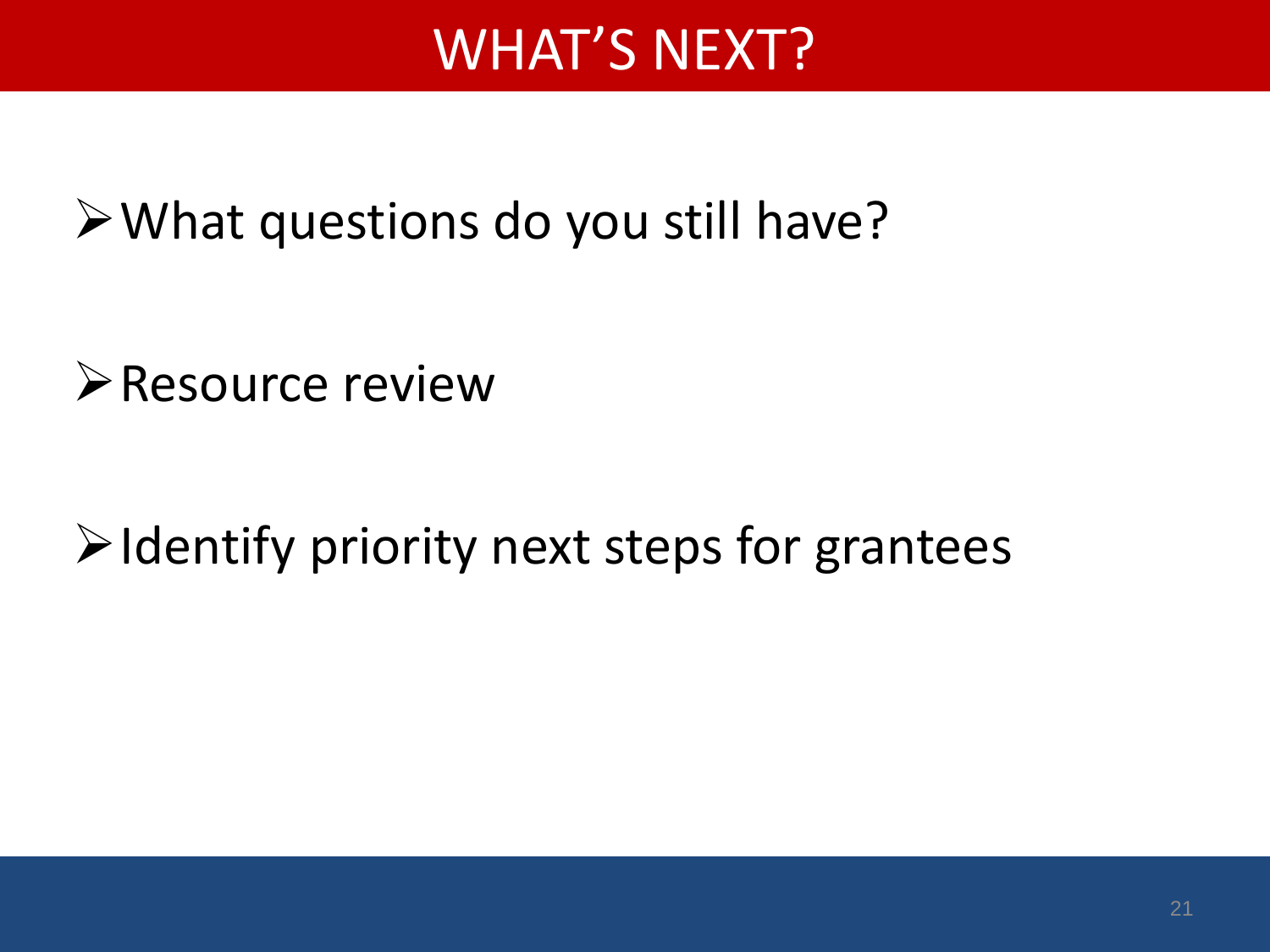# WHAT'S NEXT?

- What questions do you still have?
- Resource review
- Identify priority next steps for grantees